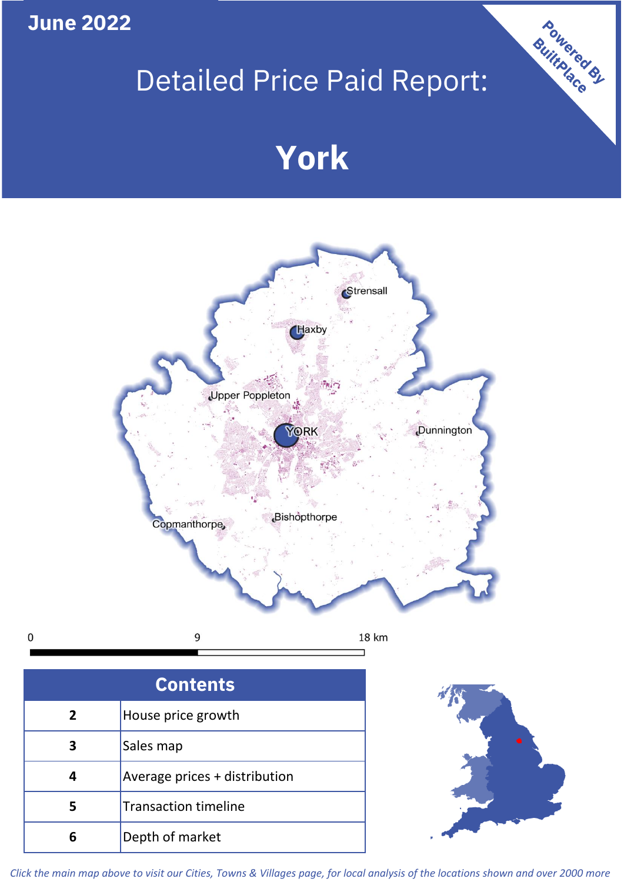June 2022

# Detailed Price Paid Report:

# York

Powered By BuiltPlace

Strensall
Haxby
Upper Poppleton
YORK
Dunnington
Copmanthorpe
Bishopthorpe

0 9 18 km

| Contents | |
|---|---|
| 2 | House price growth |
| 3 | Sales map |
| 4 | Average prices + distribution |
| 5 | Transaction timeline |
| 6 | Depth of market |

*Click the main map above to visit our Cities, Towns & Villages page, for local analysis of the locations shown and over 2000 more*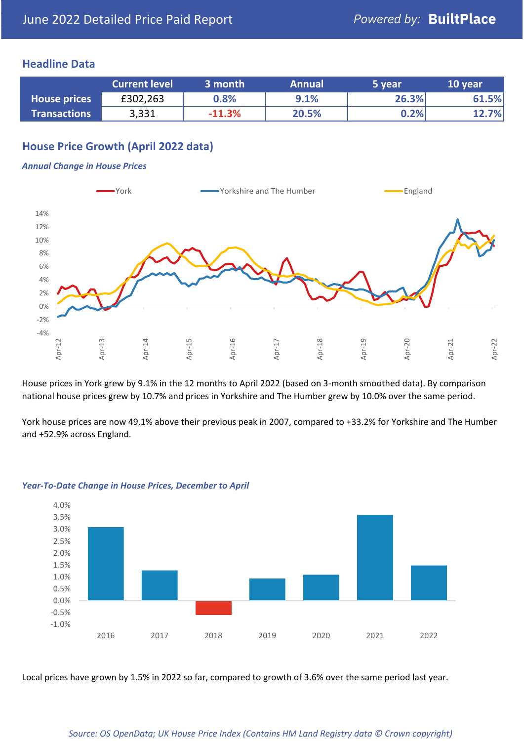# June 2022 Detailed Price Paid Report

Powered by: **BuiltPlace**

## Headline Data

| | Current level | 3 month | Annual | 5 year | 10 year |
|---|---|---|---|---|---|
| **House prices** | £302,263 | 0.8% | 9.1% | 26.3% | 61.5% |
| **Transactions** | 3,331 | -11.3% | 20.5% | 0.2% | 12.7% |

## House Price Growth (April 2022 data)

*Annual Change in House Prices*

House prices in York grew by 9.1% in the 12 months to April 2022 (based on 3-month smoothed data). By comparison national house prices grew by 10.7% and prices in Yorkshire and The Humber grew by 10.0% over the same period.

York house prices are now 49.1% above their previous peak in 2007, compared to +33.2% for Yorkshire and The Humber and +52.9% across England.

*Year-To-Date Change in House Prices, December to April*

Local prices have grown by 1.5% in 2022 so far, compared to growth of 3.6% over the same period last year.

*Source: OS OpenData; UK House Price Index (Contains HM Land Registry data © Crown copyright)*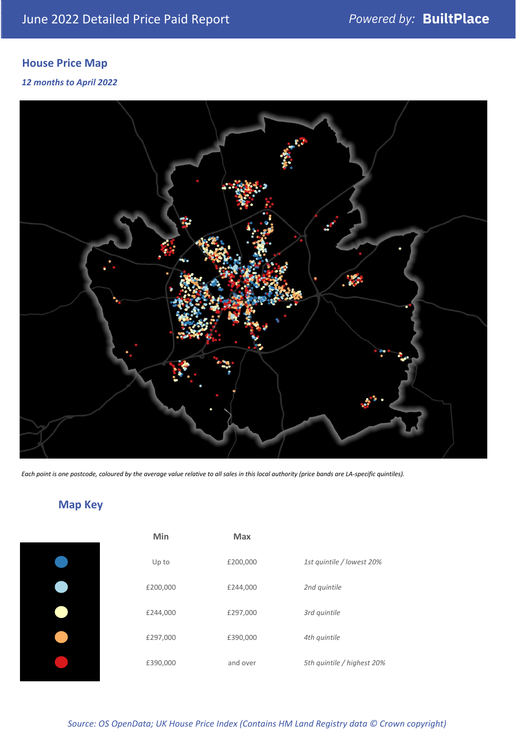## House Price Map

*12 months to April 2022*

*Each point is one postcode, coloured by the average value relative to all sales in this local authority (price bands are LA-specific quintiles).*

## Map Key

| | Min | Max | |
|---|---|---|---|
| Dark blue | Up to | £200,000 | *1st quintile / lowest 20%* |
| Light blue | £200,000 | £244,000 | *2nd quintile* |
| Pale yellow | £244,000 | £297,000 | *3rd quintile* |
| Orange | £297,000 | £390,000 | *4th quintile* |
| Red | £390,000 | and over | *5th quintile / highest 20%* |

*Source: OS OpenData; UK House Price Index (Contains HM Land Registry data © Crown copyright)*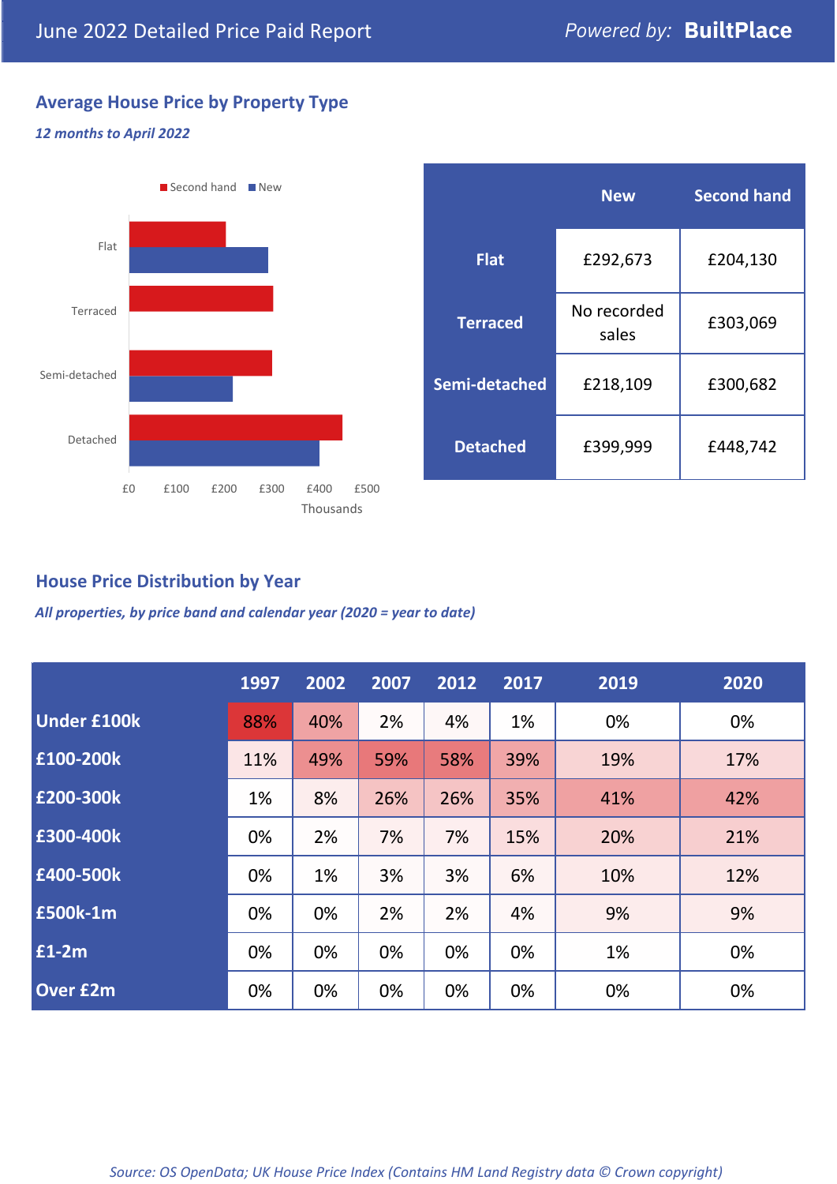June 2022 Detailed Price Paid Report — Powered by: **BuiltPlace**

## Average House Price by Property Type

*12 months to April 2022*

| | New | Second hand |
|---|---|---|
| **Flat** | £292,673 | £204,130 |
| **Terraced** | No recorded sales | £303,069 |
| **Semi-detached** | £218,109 | £300,682 |
| **Detached** | £399,999 | £448,742 |

## House Price Distribution by Year

*All properties, by price band and calendar year (2020 = year to date)*

| | 1997 | 2002 | 2007 | 2012 | 2017 | 2019 | 2020 |
|---|---|---|---|---|---|---|---|
| **Under £100k** | 88% | 40% | 2% | 4% | 1% | 0% | 0% |
| **£100-200k** | 11% | 49% | 59% | 58% | 39% | 19% | 17% |
| **£200-300k** | 1% | 8% | 26% | 26% | 35% | 41% | 42% |
| **£300-400k** | 0% | 2% | 7% | 7% | 15% | 20% | 21% |
| **£400-500k** | 0% | 1% | 3% | 3% | 6% | 10% | 12% |
| **£500k-1m** | 0% | 0% | 2% | 2% | 4% | 9% | 9% |
| **£1-2m** | 0% | 0% | 0% | 0% | 0% | 1% | 0% |
| **Over £2m** | 0% | 0% | 0% | 0% | 0% | 0% | 0% |

*Source: OS OpenData; UK House Price Index (Contains HM Land Registry data © Crown copyright)*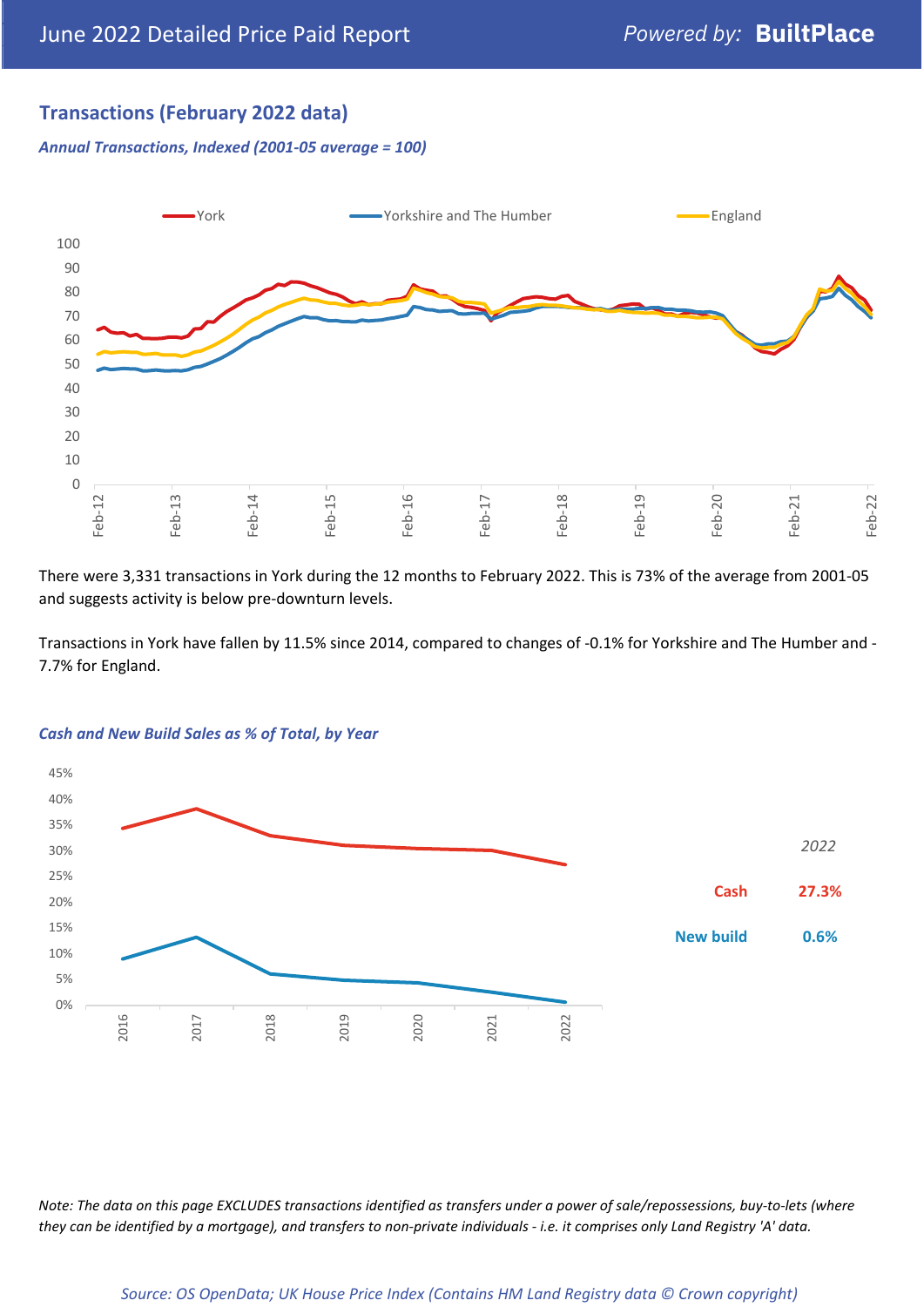## Transactions (February 2022 data)

*Annual Transactions, Indexed (2001-05 average = 100)*

There were 3,331 transactions in York during the 12 months to February 2022. This is 73% of the average from 2001-05 and suggests activity is below pre-downturn levels.

Transactions in York have fallen by 11.5% since 2014, compared to changes of -0.1% for Yorkshire and The Humber and -7.7% for England.

*Cash and New Build Sales as % of Total, by Year*

| 2022 | |
|---|---|
| Cash | 27.3% |
| New build | 0.6% |

*Note: The data on this page EXCLUDES transactions identified as transfers under a power of sale/repossessions, buy-to-lets (where they can be identified by a mortgage), and transfers to non-private individuals - i.e. it comprises only Land Registry 'A' data.*

*Source: OS OpenData; UK House Price Index (Contains HM Land Registry data © Crown copyright)*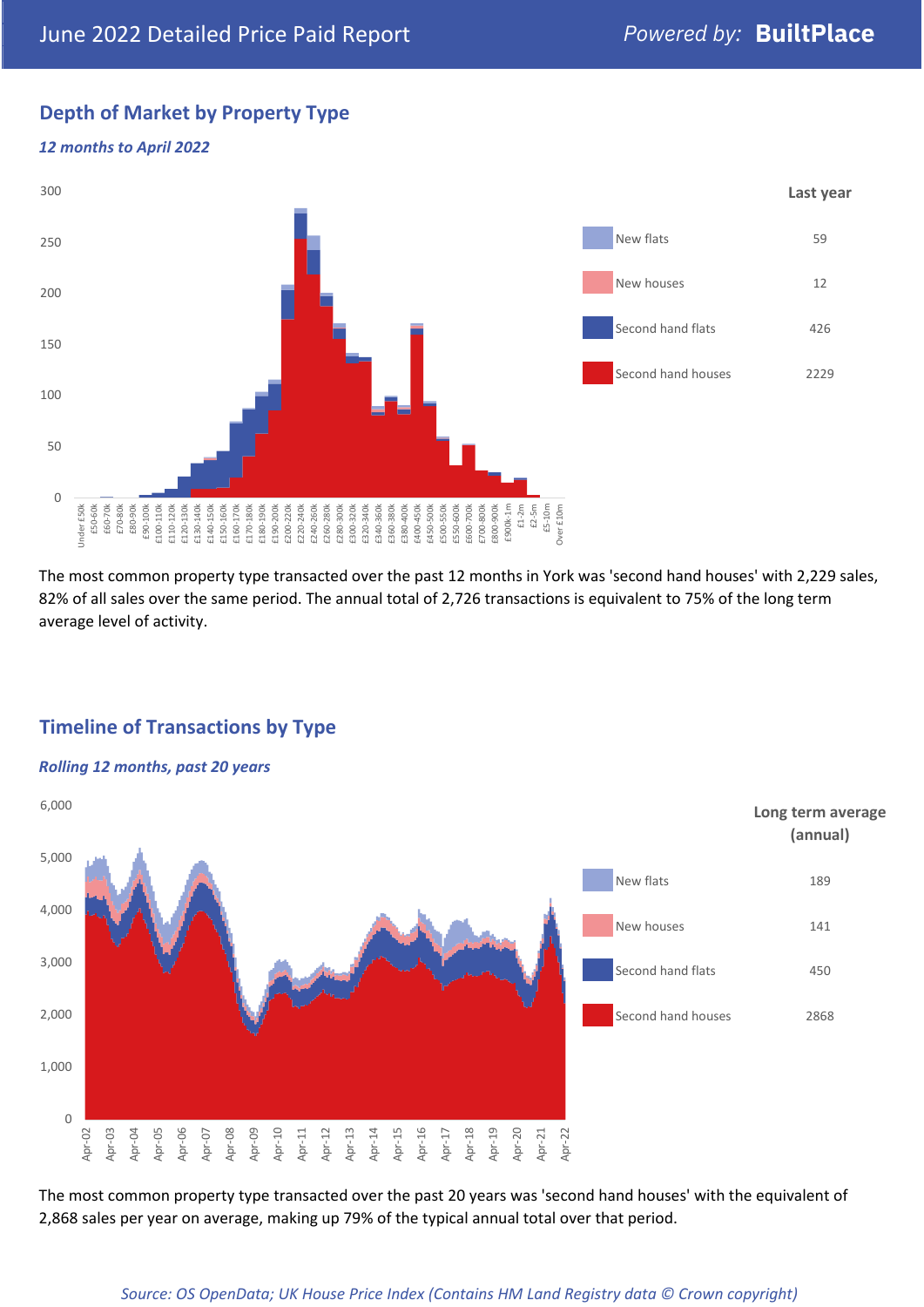# June 2022 Detailed Price Paid Report

*Powered by:* **BuiltPlace**

## Depth of Market by Property Type

***12 months to April 2022***

300
250
200
150
100
50
0

Under £50k, £50-60k, £60-70k, £70-80k, £80-90k, £90-100k, £100-110k, £110-120k, £120-130k, £130-140k, £140-150k, £150-160k, £160-170k, £170-180k, £180-190k, £190-200k, £200-220k, £220-240k, £240-260k, £260-280k, £280-300k, £300-320k, £320-340k, £340-360k, £360-380k, £380-400k, £400-450k, £450-500k, £500-550k, £550-600k, £600-700k, £700-800k, £800-900k, £900k-1m, £1-2m, £2-5m, £5-10m, Over £10m

**Last year**

New flats 59
New houses 12
Second hand flats 426
Second hand houses 2229

The most common property type transacted over the past 12 months in York was 'second hand houses' with 2,229 sales, 82% of all sales over the same period. The annual total of 2,726 transactions is equivalent to 75% of the long term average level of activity.

## Timeline of Transactions by Type

***Rolling 12 months, past 20 years***

6,000
5,000
4,000
3,000
2,000
1,000
0

Apr-02, Apr-03, Apr-04, Apr-05, Apr-06, Apr-07, Apr-08, Apr-09, Apr-10, Apr-11, Apr-12, Apr-13, Apr-14, Apr-15, Apr-16, Apr-17, Apr-18, Apr-19, Apr-20, Apr-21, Apr-22

**Long term average (annual)**

New flats 189
New houses 141
Second hand flats 450
Second hand houses 2868

The most common property type transacted over the past 20 years was 'second hand houses' with the equivalent of 2,868 sales per year on average, making up 79% of the typical annual total over that period.

*Source: OS OpenData; UK House Price Index (Contains HM Land Registry data © Crown copyright)*